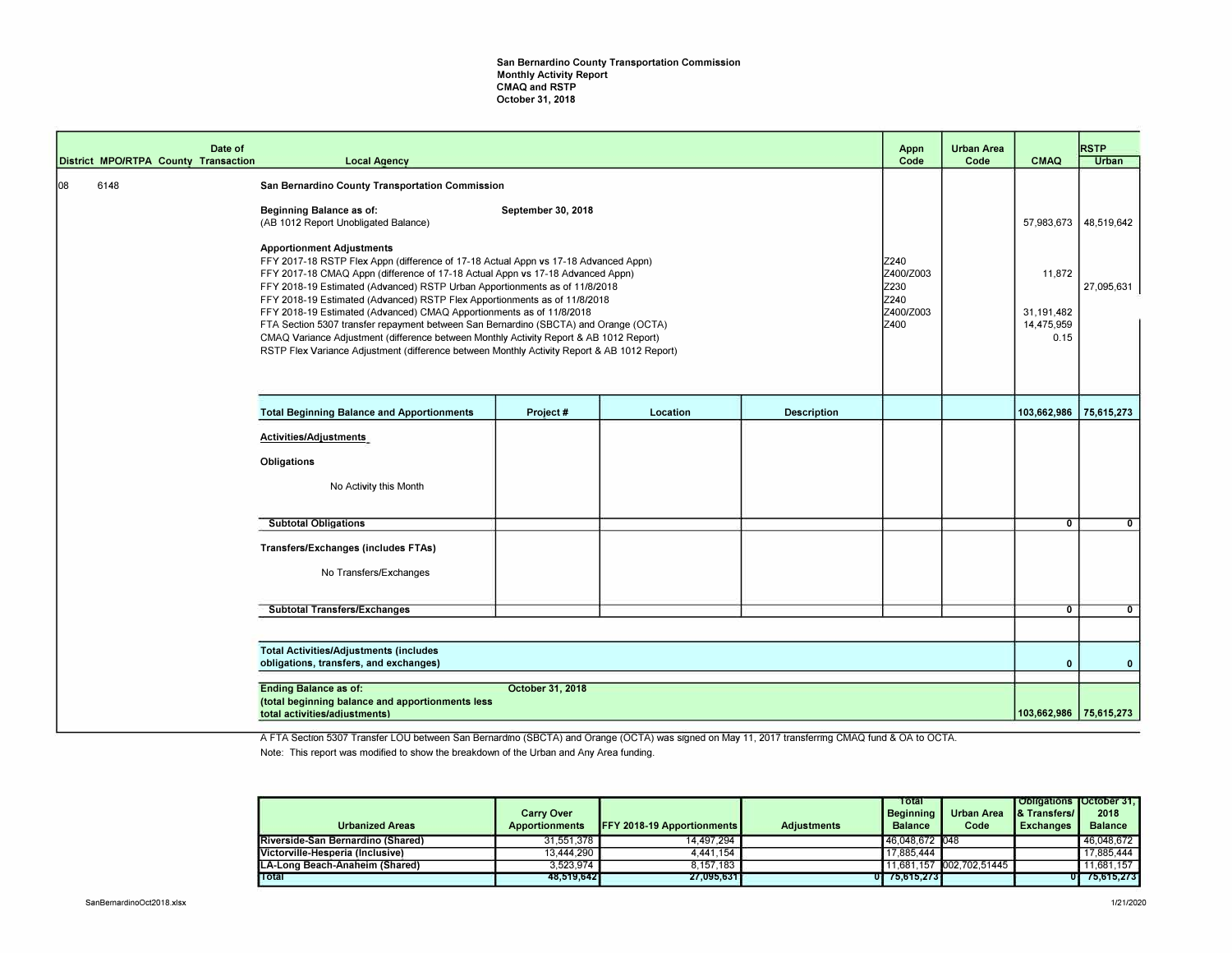San Bernardino County Transportation Commission
Monthly Activity Report
CMAQ and RSTP
October 31, 2018

| District | MPO/RTPA | County | Date of Transaction | Local Agency | | | | Appn Code | Urban Area Code | CMAQ | RSTP Urban |
|---|---|---|---|---|---|---|---|---|---|---|---|
| 08 | 6148 | | | **San Bernardino County Transportation Commission** | | | | | | | |
| | | | | **Beginning Balance as of:** (AB 1012 Report Unobligated Balance) | **September 30, 2018** | | | | | 57,983,673 | 48,519,642 |
| | | | | **Apportionment Adjustments** | | | | | | | |
| | | | | FFY 2017-18 RSTP Flex Appn (difference of 17-18 Actual Appn vs 17-18 Advanced Appn) | | | | Z240 | | | |
| | | | | FFY 2017-18 CMAQ Appn (difference of 17-18 Actual Appn vs 17-18 Advanced Appn) | | | | Z400/Z003 | | 11,872 | |
| | | | | FFY 2018-19 Estimated (Advanced) RSTP Urban Apportionments as of 11/8/2018 | | | | Z230 | | | 27,095,631 |
| | | | | FFY 2018-19 Estimated (Advanced) RSTP Flex Apportionments as of 11/8/2018 | | | | Z240 | | | |
| | | | | FFY 2018-19 Estimated (Advanced) CMAQ Apportionments as of 11/8/2018 | | | | Z400/Z003 | | 31,191,482 | |
| | | | | FTA Section 5307 transfer repayment between San Bernardino (SBCTA) and Orange (OCTA) | | | | Z400 | | 14,475,959 | |
| | | | | CMAQ Variance Adjustment (difference between Monthly Activity Report & AB 1012 Report) | | | | | | 0.15 | |
| | | | | RSTP Flex Variance Adjustment (difference between Monthly Activity Report & AB 1012 Report) | | | | | | | |
| | | | | **Total Beginning Balance and Apportionments** | **Project #** | **Location** | **Description** | | | **103,662,986** | **75,615,273** |
| | | | | **Activities/Adjustments** | | | | | | | |
| | | | | **Obligations** | | | | | | | |
| | | | | No Activity this Month | | | | | | | |
| | | | | **Subtotal Obligations** | | | | | | **0** | **0** |
| | | | | **Transfers/Exchanges (includes FTAs)** | | | | | | | |
| | | | | No Transfers/Exchanges | | | | | | | |
| | | | | **Subtotal Transfers/Exchanges** | | | | | | **0** | **0** |
| | | | | **Total Activities/Adjustments (includes obligations, transfers, and exchanges)** | | | | | | **0** | **0** |
| | | | | **Ending Balance as of:** (total beginning balance and apportionments less total activities/adjustments) | **October 31, 2018** | | | | | **103,662,986** | **75,615,273** |

A FTA Section 5307 Transfer LOU between San Bernardino (SBCTA) and Orange (OCTA) was signed on May 11, 2017 transferring CMAQ fund & OA to OCTA.

Note: This report was modified to show the breakdown of the Urban and Any Area funding.

| Urbanized Areas | Carry Over Apportionments | FFY 2018-19 Apportionments | Adjustments | Total Beginning Balance | Urban Area Code | Obligations & Transfers/ Exchanges | October 31, 2018 Balance |
|---|---|---|---|---|---|---|---|
| Riverside-San Bernardino (Shared) | 31,551,378 | 14,497,294 | | 46,048,672 | 048 | | 46,048,672 |
| Victorville-Hesperia (Inclusive) | 13,444,290 | 4,441,154 | | 17,885,444 | | | 17,885,444 |
| LA-Long Beach-Anaheim (Shared) | 3,523,974 | 8,157,183 | | 11,681,157 | 002,702,51445 | | 11,681,157 |
| Total | 48,519,642 | 27,095,631 | 0 | 75,615,273 | | 0 | 75,615,273 |

SanBernardinoOct2018.xlsx

1/21/2020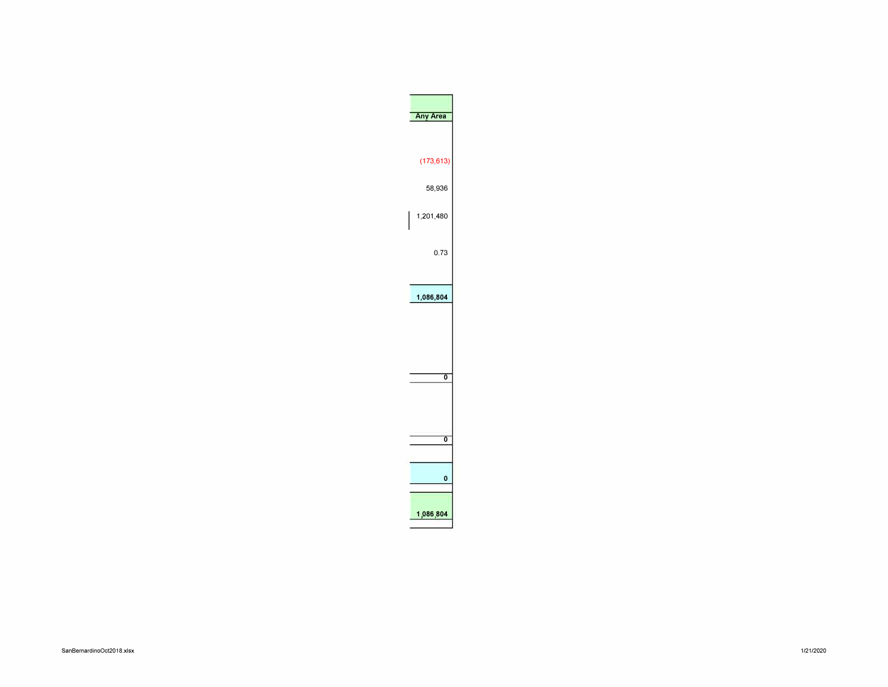| Any Area |
| --- |
| (173,613) |
| 58,936 |
| 1,201,480 |
| 0.73 |
| **1,086,804** |
| **0** |
| **0** |
| **0** |
| **1,086,804** |